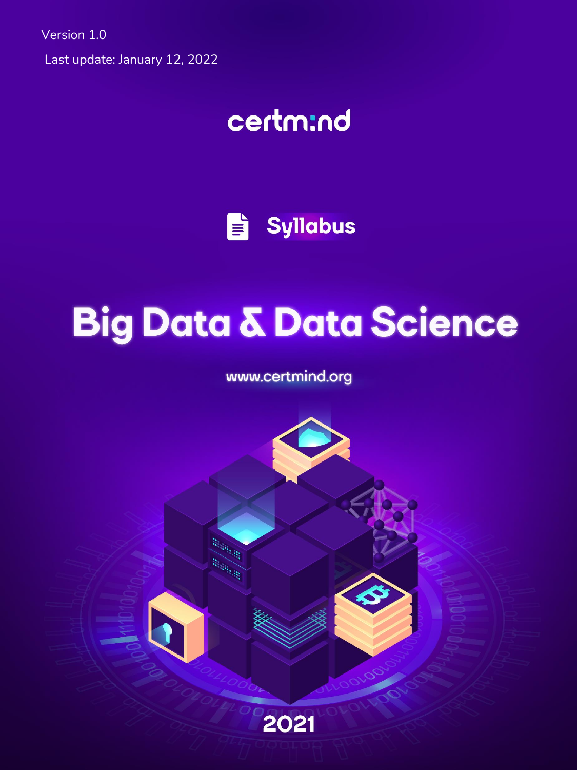Version 1.0

Last update: January 12, 2022

certm:nd

Syllabus

# Big Data & Data Science

www.certmind.org

2021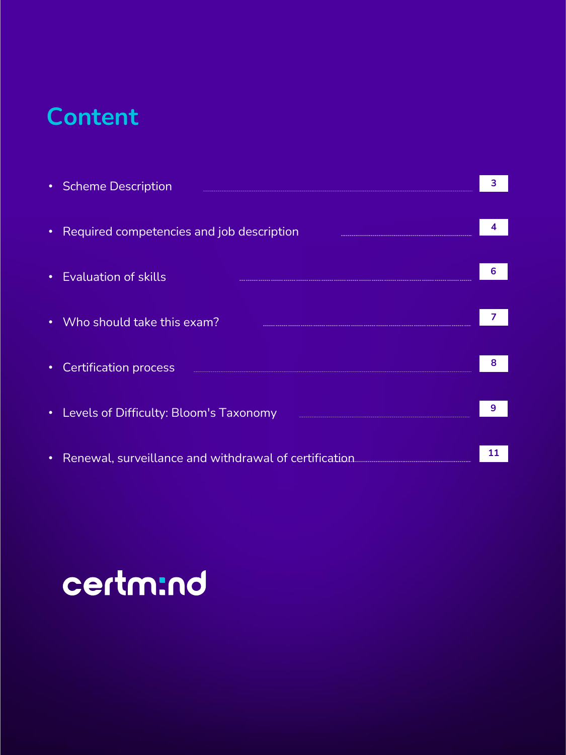# Content

- Scheme Description — 3
- Required competencies and job description — 4
- Evaluation of skills — 6
- Who should take this exam? — 7
- Certification process — 8
- Levels of Difficulty: Bloom's Taxonomy — 9
- Renewal, surveillance and withdrawal of certification — 11

certm:nd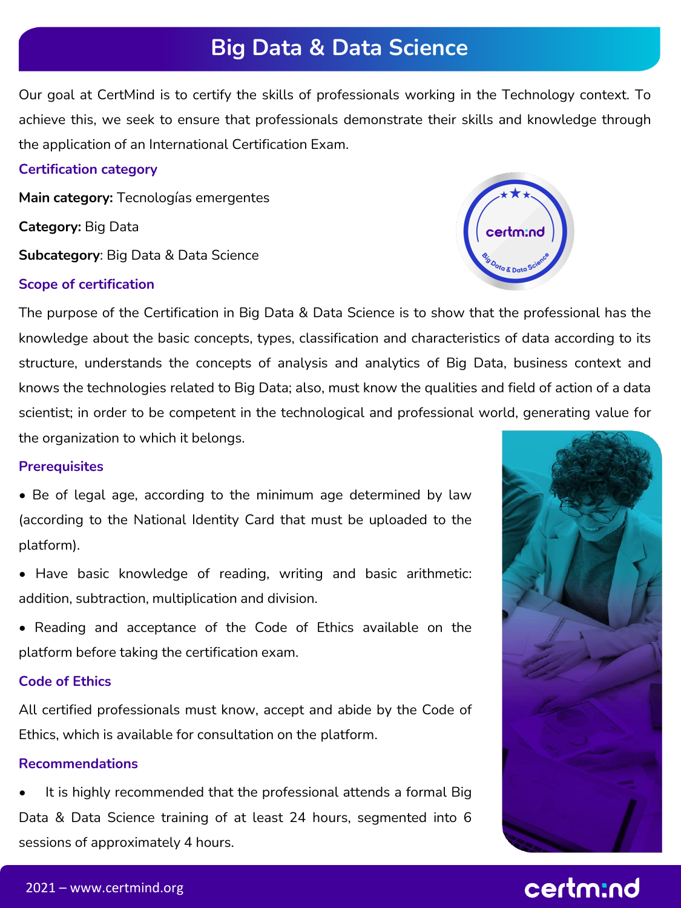# Big Data & Data Science

Our goal at CertMind is to certify the skills of professionals working in the Technology context. To achieve this, we seek to ensure that professionals demonstrate their skills and knowledge through the application of an International Certification Exam.

## Certification category

**Main category:** Tecnologías emergentes

**Category:** Big Data

**Subcategory**: Big Data & Data Science

## Scope of certification

The purpose of the Certification in Big Data & Data Science is to show that the professional has the knowledge about the basic concepts, types, classification and characteristics of data according to its structure, understands the concepts of analysis and analytics of Big Data, business context and knows the technologies related to Big Data; also, must know the qualities and field of action of a data scientist; in order to be competent in the technological and professional world, generating value for the organization to which it belongs.

## Prerequisites

- Be of legal age, according to the minimum age determined by law (according to the National Identity Card that must be uploaded to the platform).
- Have basic knowledge of reading, writing and basic arithmetic: addition, subtraction, multiplication and division.
- Reading and acceptance of the Code of Ethics available on the platform before taking the certification exam.

## Code of Ethics

All certified professionals must know, accept and abide by the Code of Ethics, which is available for consultation on the platform.

## Recommendations

- It is highly recommended that the professional attends a formal Big Data & Data Science training of at least 24 hours, segmented into 6 sessions of approximately 4 hours.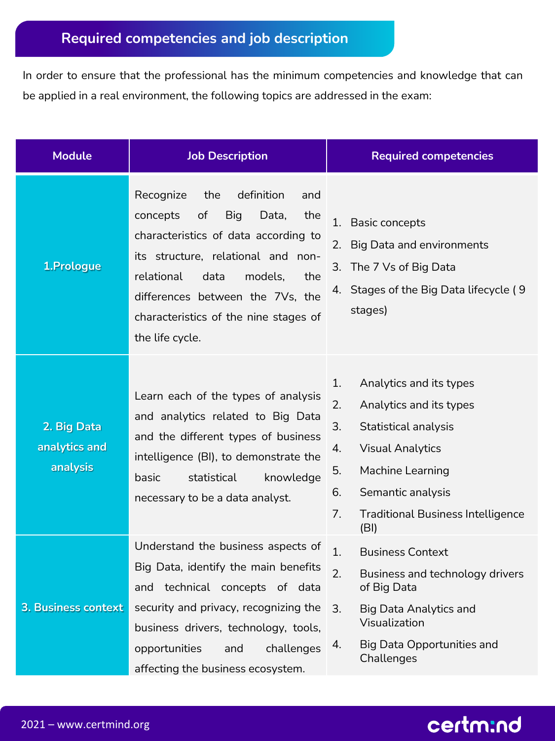## Required competencies and job description

In order to ensure that the professional has the minimum competencies and knowledge that can be applied in a real environment, the following topics are addressed in the exam:

| Module | Job Description | Required competencies |
| --- | --- | --- |
| 1.Prologue | Recognize the definition and concepts of Big Data, the characteristics of data according to its structure, relational and non-relational data models, the differences between the 7Vs, the characteristics of the nine stages of the life cycle. | 1. Basic concepts<br>2. Big Data and environments<br>3. The 7 Vs of Big Data<br>4. Stages of the Big Data lifecycle ( 9 stages) |
| 2. Big Data analytics and analysis | Learn each of the types of analysis and analytics related to Big Data and the different types of business intelligence (BI), to demonstrate the basic statistical knowledge necessary to be a data analyst. | 1. Analytics and its types<br>2. Analytics and its types<br>3. Statistical analysis<br>4. Visual Analytics<br>5. Machine Learning<br>6. Semantic analysis<br>7. Traditional Business Intelligence (BI) |
| 3. Business context | Understand the business aspects of Big Data, identify the main benefits and technical concepts of data security and privacy, recognizing the business drivers, technology, tools, opportunities and challenges affecting the business ecosystem. | 1. Business Context<br>2. Business and technology drivers of Big Data<br>3. Big Data Analytics and Visualization<br>4. Big Data Opportunities and Challenges |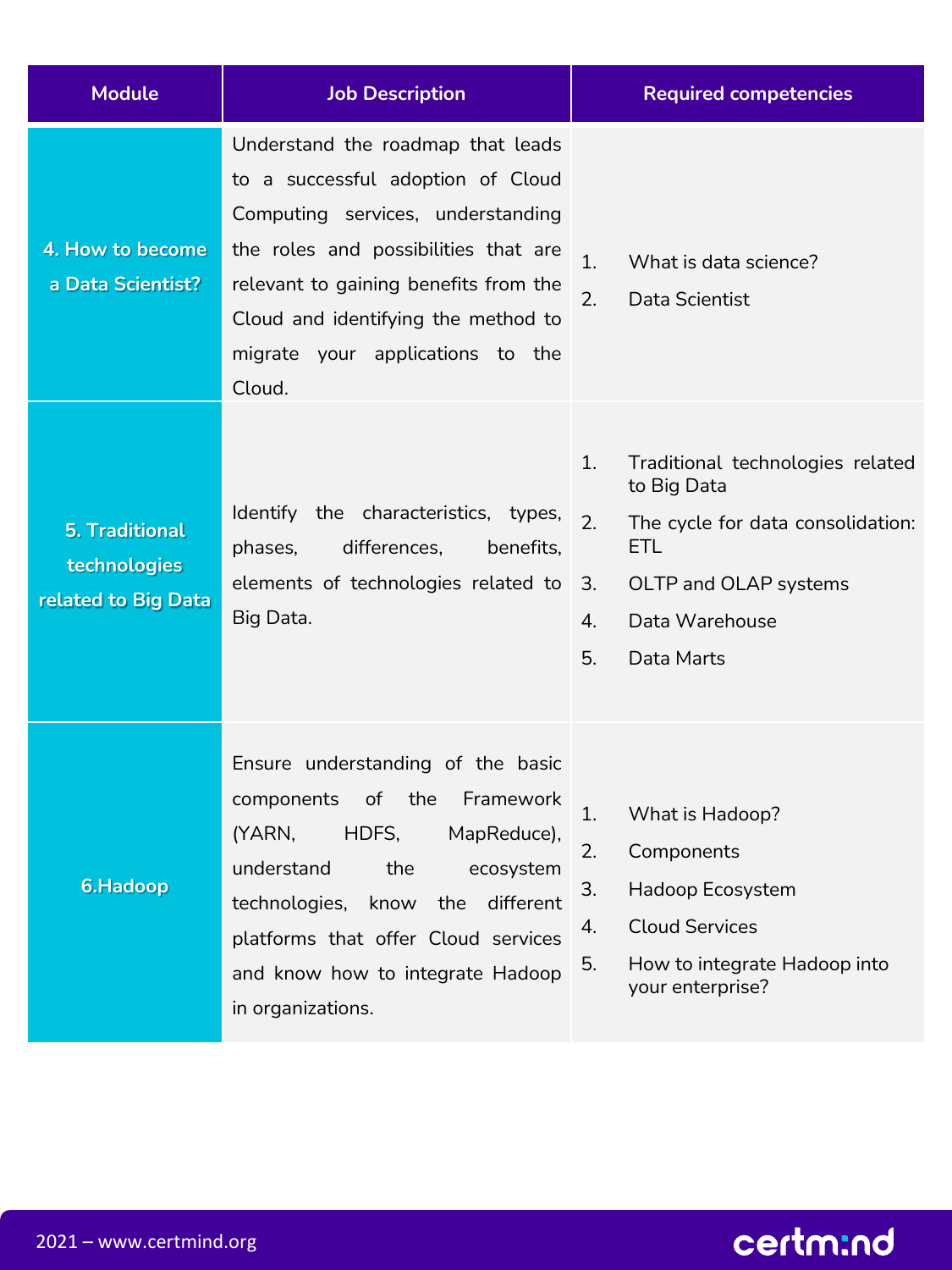| Module | Job Description | Required competencies |
| --- | --- | --- |
| 4. How to become a Data Scientist? | Understand the roadmap that leads to a successful adoption of Cloud Computing services, understanding the roles and possibilities that are relevant to gaining benefits from the Cloud and identifying the method to migrate your applications to the Cloud. | 1. What is data science?<br>2. Data Scientist |
| 5. Traditional technologies related to Big Data | Identify the characteristics, types, phases, differences, benefits, elements of technologies related to Big Data. | 1. Traditional technologies related to Big Data<br>2. The cycle for data consolidation: ETL<br>3. OLTP and OLAP systems<br>4. Data Warehouse<br>5. Data Marts |
| 6.Hadoop | Ensure understanding of the basic components of the Framework (YARN, HDFS, MapReduce), understand the ecosystem technologies, know the different platforms that offer Cloud services and know how to integrate Hadoop in organizations. | 1. What is Hadoop?<br>2. Components<br>3. Hadoop Ecosystem<br>4. Cloud Services<br>5. How to integrate Hadoop into your enterprise? |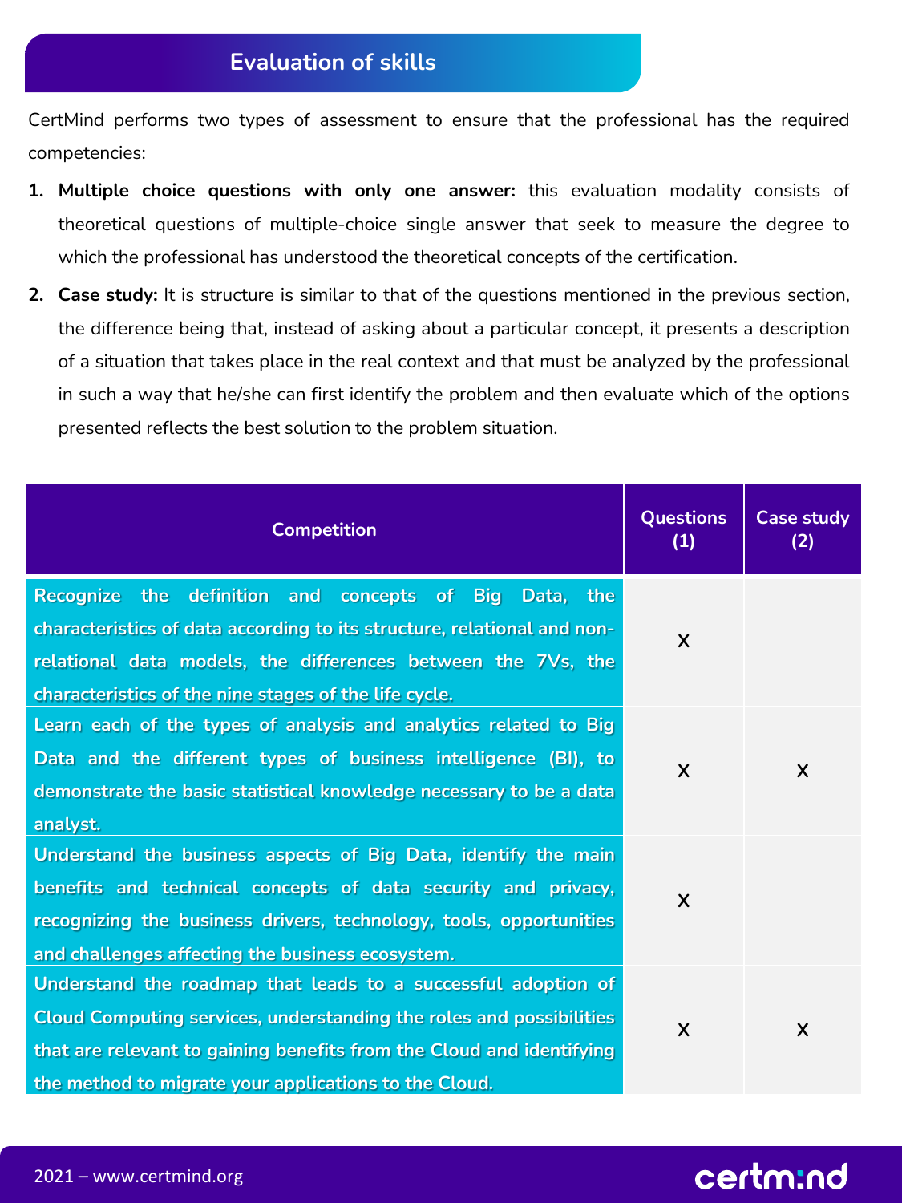## Evaluation of skills

CertMind performs two types of assessment to ensure that the professional has the required competencies:

1. **Multiple choice questions with only one answer:** this evaluation modality consists of theoretical questions of multiple-choice single answer that seek to measure the degree to which the professional has understood the theoretical concepts of the certification.
2. **Case study:** It is structure is similar to that of the questions mentioned in the previous section, the difference being that, instead of asking about a particular concept, it presents a description of a situation that takes place in the real context and that must be analyzed by the professional in such a way that he/she can first identify the problem and then evaluate which of the options presented reflects the best solution to the problem situation.

| Competition | Questions (1) | Case study (2) |
| --- | --- | --- |
| Recognize the definition and concepts of Big Data, the characteristics of data according to its structure, relational and non-relational data models, the differences between the 7Vs, the characteristics of the nine stages of the life cycle. | x | |
| Learn each of the types of analysis and analytics related to Big Data and the different types of business intelligence (BI), to demonstrate the basic statistical knowledge necessary to be a data analyst. | x | x |
| Understand the business aspects of Big Data, identify the main benefits and technical concepts of data security and privacy, recognizing the business drivers, technology, tools, opportunities and challenges affecting the business ecosystem. | x | |
| Understand the roadmap that leads to a successful adoption of Cloud Computing services, understanding the roles and possibilities that are relevant to gaining benefits from the Cloud and identifying the method to migrate your applications to the Cloud. | x | x |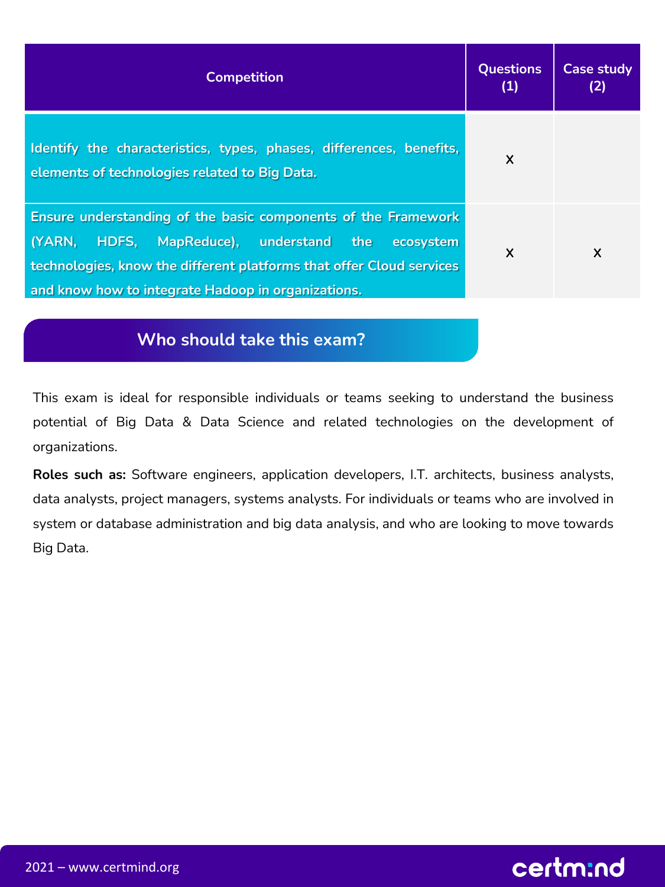| Competition | Questions (1) | Case study (2) |
|---|---|---|
| Identify the characteristics, types, phases, differences, benefits, elements of technologies related to Big Data. | x | |
| Ensure understanding of the basic components of the Framework (YARN, HDFS, MapReduce), understand the ecosystem technologies, know the different platforms that offer Cloud services and know how to integrate Hadoop in organizations. | x | x |

## Who should take this exam?

This exam is ideal for responsible individuals or teams seeking to understand the business potential of Big Data & Data Science and related technologies on the development of organizations.

**Roles such as:** Software engineers, application developers, I.T. architects, business analysts, data analysts, project managers, systems analysts. For individuals or teams who are involved in system or database administration and big data analysis, and who are looking to move towards Big Data.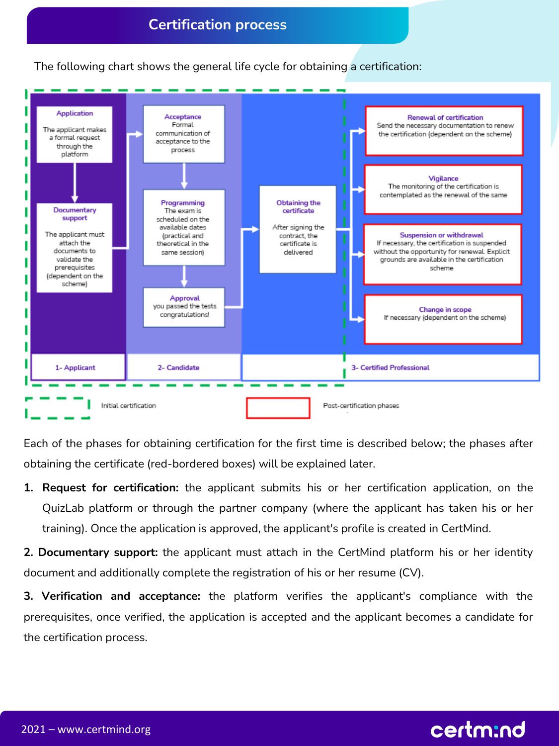## Certification process

The following chart shows the general life cycle for obtaining a certification:

**Application**
The applicant makes a formal request through the platform

**Documentary support**
The applicant must attach the documents to validate the prerequisites (dependent on the scheme)

**Acceptance**
Formal communication of acceptance to the process

**Programming**
The exam is scheduled on the available dates (practical and theoretical in the same session)

**Approval**
you passed the tests congratulations!

**Obtaining the certificate**
After signing the contract, the certificate is delivered

**Renewal of certification**
Send the necessary documentation to renew the certification (dependent on the scheme)

**Vigilance**
The monitoring of the certification is contemplated as the renewal of the same

**Suspension or withdrawal**
If necessary, the certification is suspended without the opportunity for renewal. Explicit grounds are available in the certification scheme

**Change in scope**
If necessary (dependent on the scheme)

1- Applicant | 2- Candidate | 3- Certified Professional

Initial certification | Post-certification phases

Each of the phases for obtaining certification for the first time is described below; the phases after obtaining the certificate (red-bordered boxes) will be explained later.

1. **Request for certification:** the applicant submits his or her certification application, on the QuizLab platform or through the partner company (where the applicant has taken his or her training). Once the application is approved, the applicant's profile is created in CertMind.

**2. Documentary support:** the applicant must attach in the CertMind platform his or her identity document and additionally complete the registration of his or her resume (CV).

**3. Verification and acceptance:** the platform verifies the applicant's compliance with the prerequisites, once verified, the application is accepted and the applicant becomes a candidate for the certification process.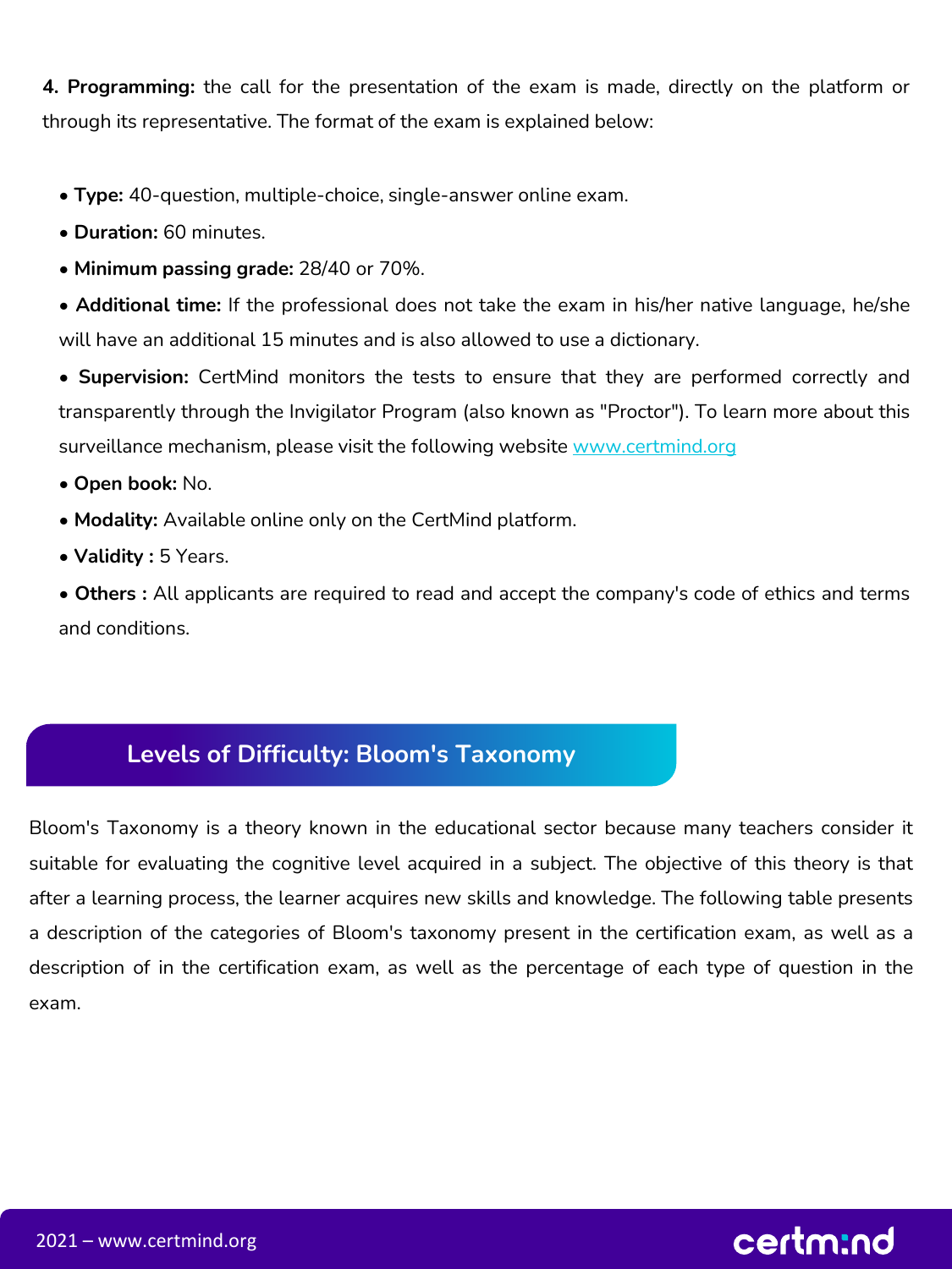**4. Programming:** the call for the presentation of the exam is made, directly on the platform or through its representative. The format of the exam is explained below:

- **Type:** 40-question, multiple-choice, single-answer online exam.
- **Duration:** 60 minutes.
- **Minimum passing grade:** 28/40 or 70%.
- **Additional time:** If the professional does not take the exam in his/her native language, he/she will have an additional 15 minutes and is also allowed to use a dictionary.
- **Supervision:** CertMind monitors the tests to ensure that they are performed correctly and transparently through the Invigilator Program (also known as "Proctor"). To learn more about this surveillance mechanism, please visit the following website www.certmind.org
- **Open book:** No.
- **Modality:** Available online only on the CertMind platform.
- **Validity :** 5 Years.
- **Others :** All applicants are required to read and accept the company's code of ethics and terms and conditions.

## Levels of Difficulty: Bloom's Taxonomy

Bloom's Taxonomy is a theory known in the educational sector because many teachers consider it suitable for evaluating the cognitive level acquired in a subject. The objective of this theory is that after a learning process, the learner acquires new skills and knowledge. The following table presents a description of the categories of Bloom's taxonomy present in the certification exam, as well as a description of in the certification exam, as well as the percentage of each type of question in the exam.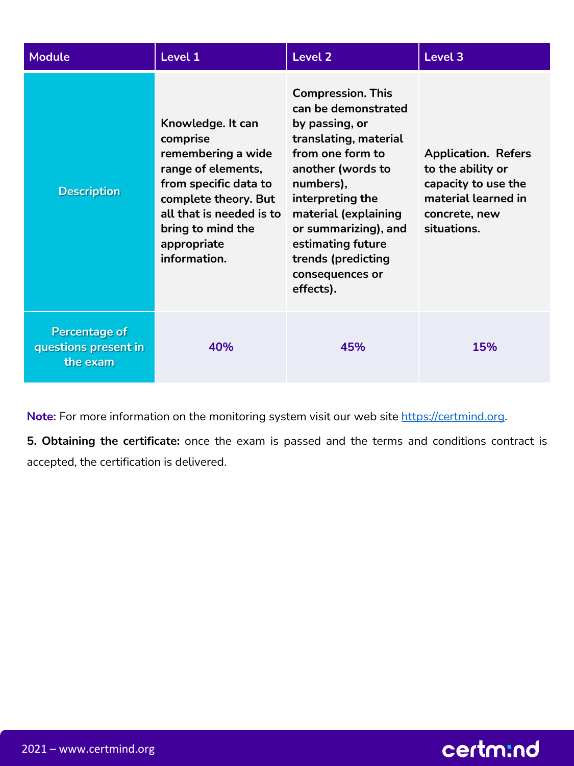| Module | Level 1 | Level 2 | Level 3 |
| --- | --- | --- | --- |
| Description | Knowledge. It can comprise remembering a wide range of elements, from specific data to complete theory. But all that is needed is to bring to mind the appropriate information. | Compression. This can be demonstrated by passing, or translating, material from one form to another (words to numbers), interpreting the material (explaining or summarizing), and estimating future trends (predicting consequences or effects). | Application. Refers to the ability or capacity to use the material learned in concrete, new situations. |
| Percentage of questions present in the exam | 40% | 45% | 15% |

**Note:** For more information on the monitoring system visit our web site https://certmind.org.

**5. Obtaining the certificate:** once the exam is passed and the terms and conditions contract is accepted, the certification is delivered.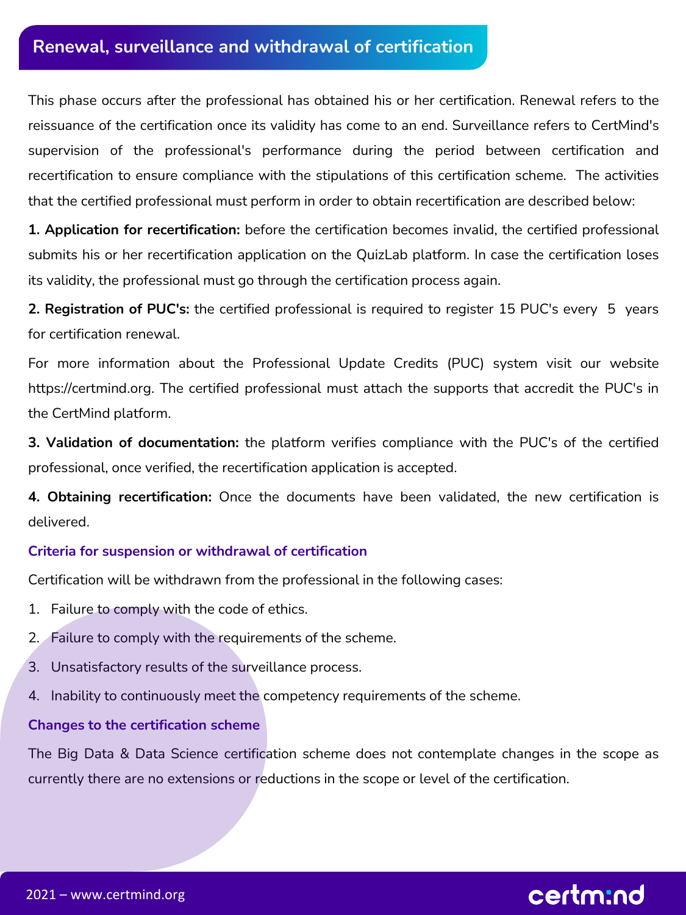## Renewal, surveillance and withdrawal of certification

This phase occurs after the professional has obtained his or her certification. Renewal refers to the reissuance of the certification once its validity has come to an end. Surveillance refers to CertMind's supervision of the professional's performance during the period between certification and recertification to ensure compliance with the stipulations of this certification scheme. The activities that the certified professional must perform in order to obtain recertification are described below:

**1. Application for recertification:** before the certification becomes invalid, the certified professional submits his or her recertification application on the QuizLab platform. In case the certification loses its validity, the professional must go through the certification process again.

**2. Registration of PUC's:** the certified professional is required to register 15 PUC's every 5 years for certification renewal.

For more information about the Professional Update Credits (PUC) system visit our website https://certmind.org. The certified professional must attach the supports that accredit the PUC's in the CertMind platform.

**3. Validation of documentation:** the platform verifies compliance with the PUC's of the certified professional, once verified, the recertification application is accepted.

**4. Obtaining recertification:** Once the documents have been validated, the new certification is delivered.

### Criteria for suspension or withdrawal of certification

Certification will be withdrawn from the professional in the following cases:

1. Failure to comply with the code of ethics.
2. Failure to comply with the requirements of the scheme.
3. Unsatisfactory results of the surveillance process.
4. Inability to continuously meet the competency requirements of the scheme.

### Changes to the certification scheme

The Big Data & Data Science certification scheme does not contemplate changes in the scope as currently there are no extensions or reductions in the scope or level of the certification.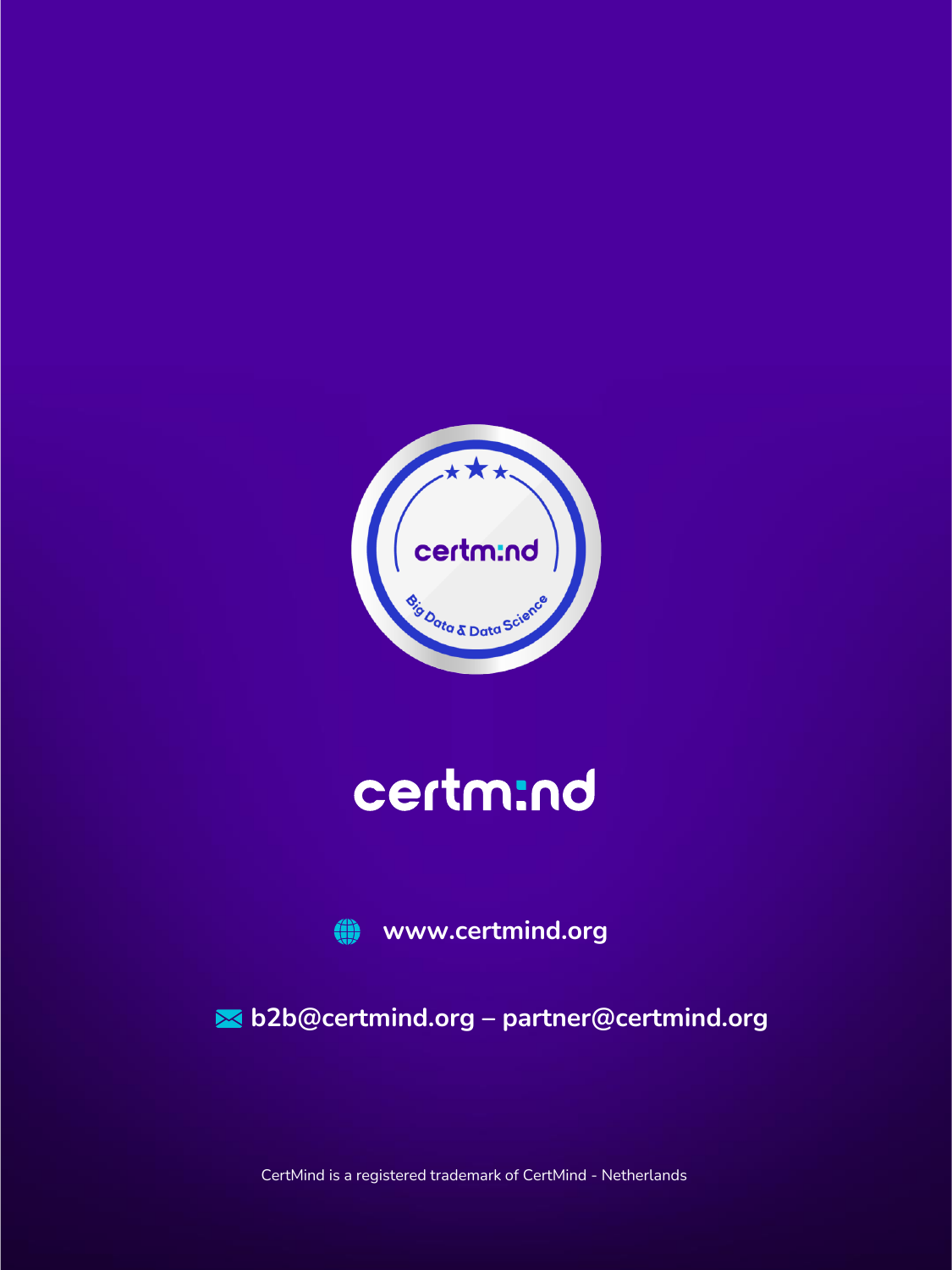certmind

Big Data & Data Science

certmind

www.certmind.org

b2b@certmind.org – partner@certmind.org

CertMind is a registered trademark of CertMind - Netherlands